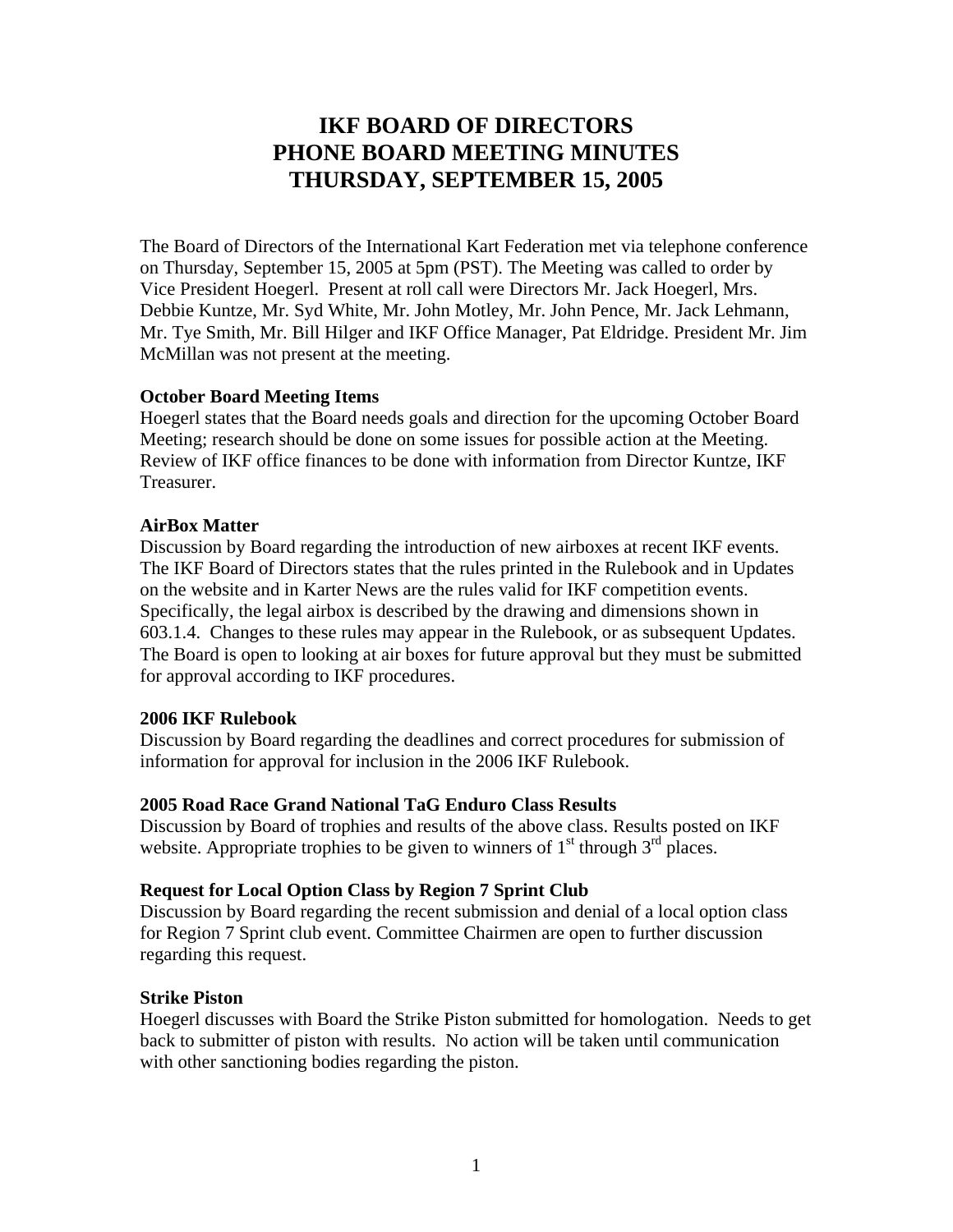# IKF BOARD OF DIRECTORS
# PHONE BOARD MEETING MINUTES
# THURSDAY, SEPTEMBER 15, 2005

The Board of Directors of the International Kart Federation met via telephone conference on Thursday, September 15, 2005 at 5pm (PST). The Meeting was called to order by Vice President Hoegerl. Present at roll call were Directors Mr. Jack Hoegerl, Mrs. Debbie Kuntze, Mr. Syd White, Mr. John Motley, Mr. John Pence, Mr. Jack Lehmann, Mr. Tye Smith, Mr. Bill Hilger and IKF Office Manager, Pat Eldridge. President Mr. Jim McMillan was not present at the meeting.

**October Board Meeting Items**

Hoegerl states that the Board needs goals and direction for the upcoming October Board Meeting; research should be done on some issues for possible action at the Meeting. Review of IKF office finances to be done with information from Director Kuntze, IKF Treasurer.

**AirBox Matter**

Discussion by Board regarding the introduction of new airboxes at recent IKF events. The IKF Board of Directors states that the rules printed in the Rulebook and in Updates on the website and in Karter News are the rules valid for IKF competition events. Specifically, the legal airbox is described by the drawing and dimensions shown in 603.1.4. Changes to these rules may appear in the Rulebook, or as subsequent Updates. The Board is open to looking at air boxes for future approval but they must be submitted for approval according to IKF procedures.

**2006 IKF Rulebook**

Discussion by Board regarding the deadlines and correct procedures for submission of information for approval for inclusion in the 2006 IKF Rulebook.

**2005 Road Race Grand National TaG Enduro Class Results**

Discussion by Board of trophies and results of the above class. Results posted on IKF website. Appropriate trophies to be given to winners of 1st through 3rd places.

**Request for Local Option Class by Region 7 Sprint Club**

Discussion by Board regarding the recent submission and denial of a local option class for Region 7 Sprint club event. Committee Chairmen are open to further discussion regarding this request.

**Strike Piston**

Hoegerl discusses with Board the Strike Piston submitted for homologation. Needs to get back to submitter of piston with results. No action will be taken until communication with other sanctioning bodies regarding the piston.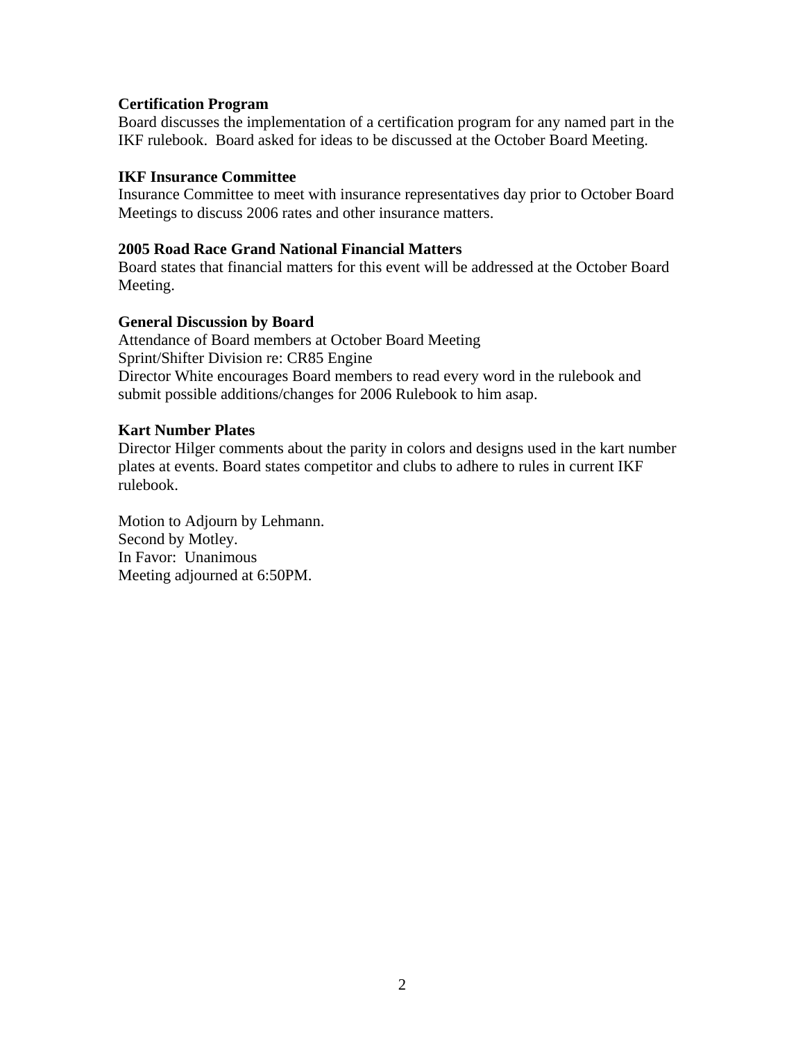**Certification Program**
Board discusses the implementation of a certification program for any named part in the IKF rulebook. Board asked for ideas to be discussed at the October Board Meeting.

**IKF Insurance Committee**
Insurance Committee to meet with insurance representatives day prior to October Board Meetings to discuss 2006 rates and other insurance matters.

**2005 Road Race Grand National Financial Matters**
Board states that financial matters for this event will be addressed at the October Board Meeting.

**General Discussion by Board**
Attendance of Board members at October Board Meeting
Sprint/Shifter Division re: CR85 Engine
Director White encourages Board members to read every word in the rulebook and submit possible additions/changes for 2006 Rulebook to him asap.

**Kart Number Plates**
Director Hilger comments about the parity in colors and designs used in the kart number plates at events. Board states competitor and clubs to adhere to rules in current IKF rulebook.

Motion to Adjourn by Lehmann.
Second by Motley.
In Favor: Unanimous
Meeting adjourned at 6:50PM.